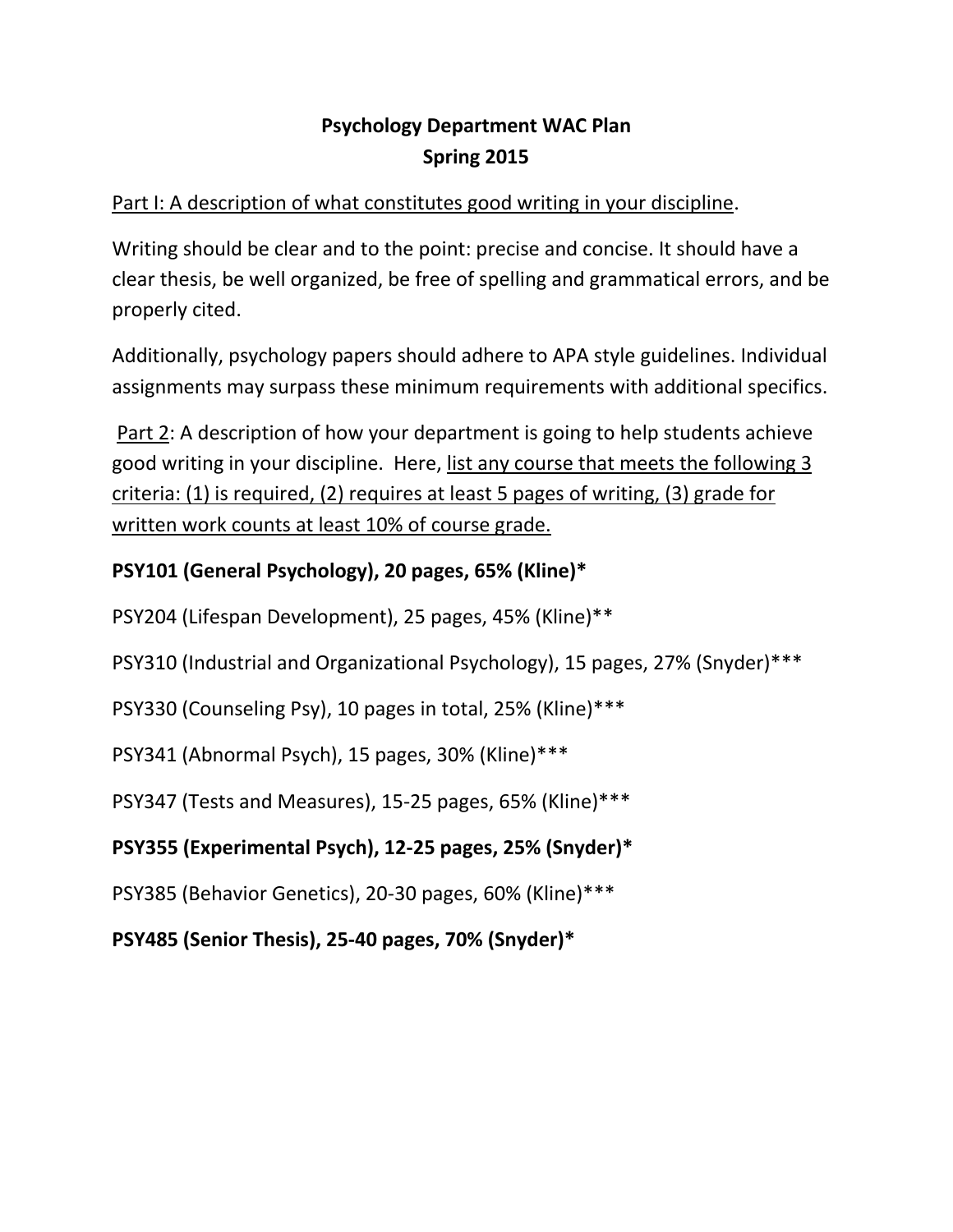**Psychology Department WAC Plan**
**Spring 2015**

Part I: A description of what constitutes good writing in your discipline.

Writing should be clear and to the point: precise and concise. It should have a clear thesis, be well organized, be free of spelling and grammatical errors, and be properly cited.

Additionally, psychology papers should adhere to APA style guidelines. Individual assignments may surpass these minimum requirements with additional specifics.

Part 2: A description of how your department is going to help students achieve good writing in your discipline. Here, list any course that meets the following 3 criteria: (1) is required, (2) requires at least 5 pages of writing, (3) grade for written work counts at least 10% of course grade.

**PSY101 (General Psychology), 20 pages, 65% (Kline)***

PSY204 (Lifespan Development), 25 pages, 45% (Kline)**

PSY310 (Industrial and Organizational Psychology), 15 pages, 27% (Snyder)***

PSY330 (Counseling Psy), 10 pages in total, 25% (Kline)***

PSY341 (Abnormal Psych), 15 pages, 30% (Kline)***

PSY347 (Tests and Measures), 15-25 pages, 65% (Kline)***

**PSY355 (Experimental Psych), 12-25 pages, 25% (Snyder)***

PSY385 (Behavior Genetics), 20-30 pages, 60% (Kline)***

**PSY485 (Senior Thesis), 25-40 pages, 70% (Snyder)***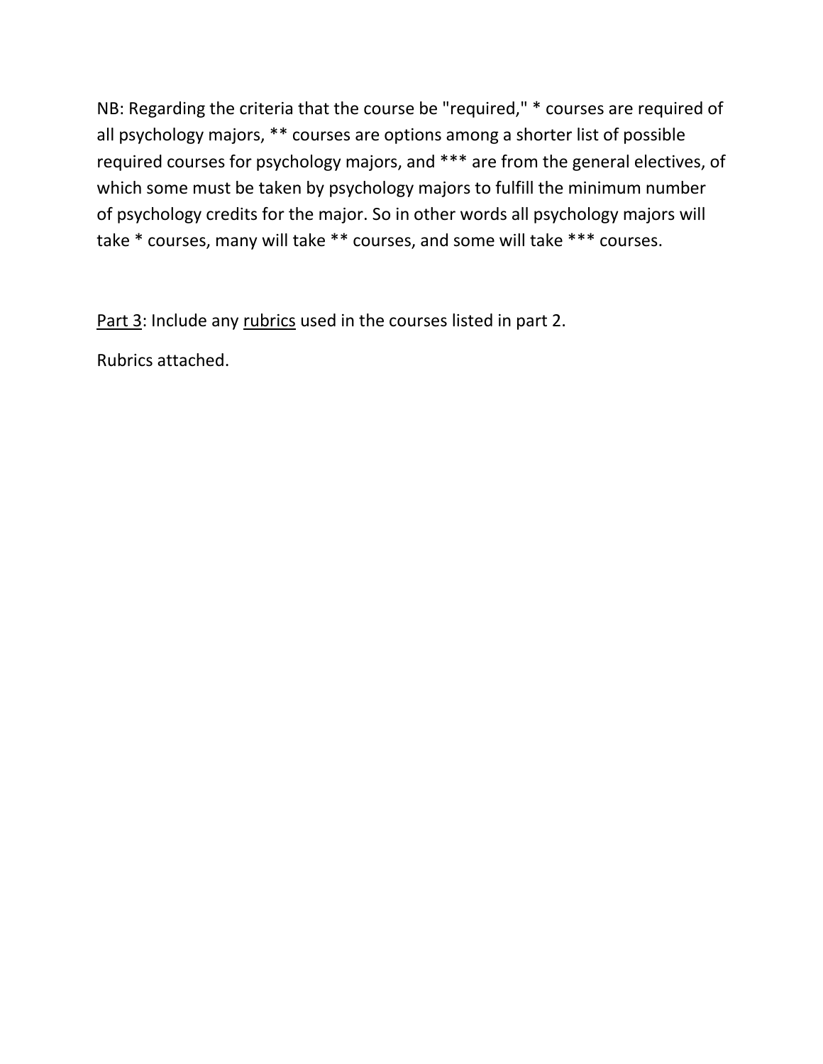NB: Regarding the criteria that the course be "required," * courses are required of all psychology majors, ** courses are options among a shorter list of possible required courses for psychology majors, and *** are from the general electives, of which some must be taken by psychology majors to fulfill the minimum number of psychology credits for the major. So in other words all psychology majors will take * courses, many will take ** courses, and some will take *** courses.

<u>Part 3</u>: Include any <u>rubrics</u> used in the courses listed in part 2.

Rubrics attached.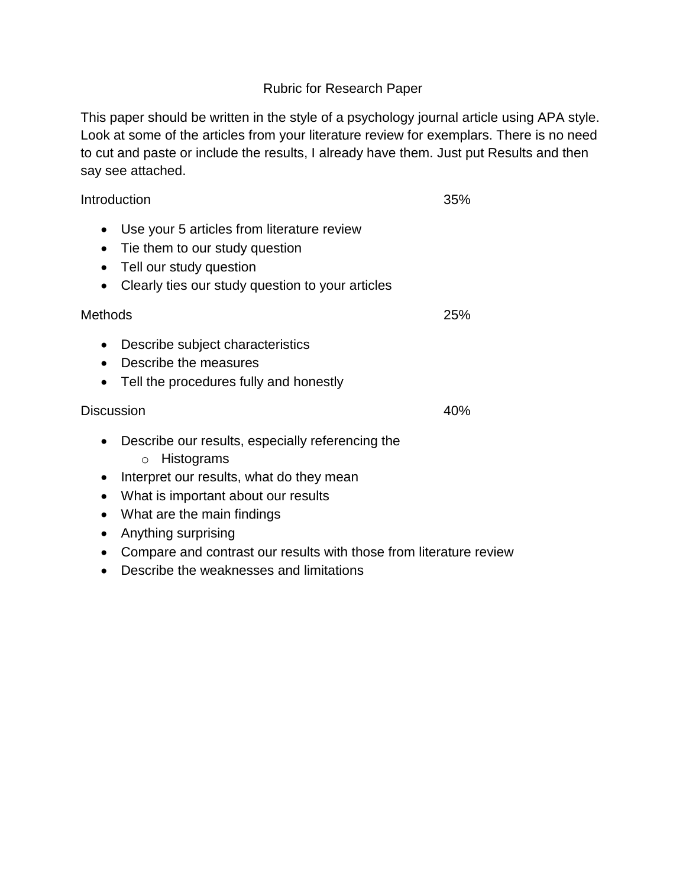# Rubric for Research Paper

This paper should be written in the style of a psychology journal article using APA style. Look at some of the articles from your literature review for exemplars. There is no need to cut and paste or include the results, I already have them. Just put Results and then say see attached.

## Introduction — 35%

- Use your 5 articles from literature review
- Tie them to our study question
- Tell our study question
- Clearly ties our study question to your articles

## Methods — 25%

- Describe subject characteristics
- Describe the measures
- Tell the procedures fully and honestly

## Discussion — 40%

- Describe our results, especially referencing the
  - Histograms
- Interpret our results, what do they mean
- What is important about our results
- What are the main findings
- Anything surprising
- Compare and contrast our results with those from literature review
- Describe the weaknesses and limitations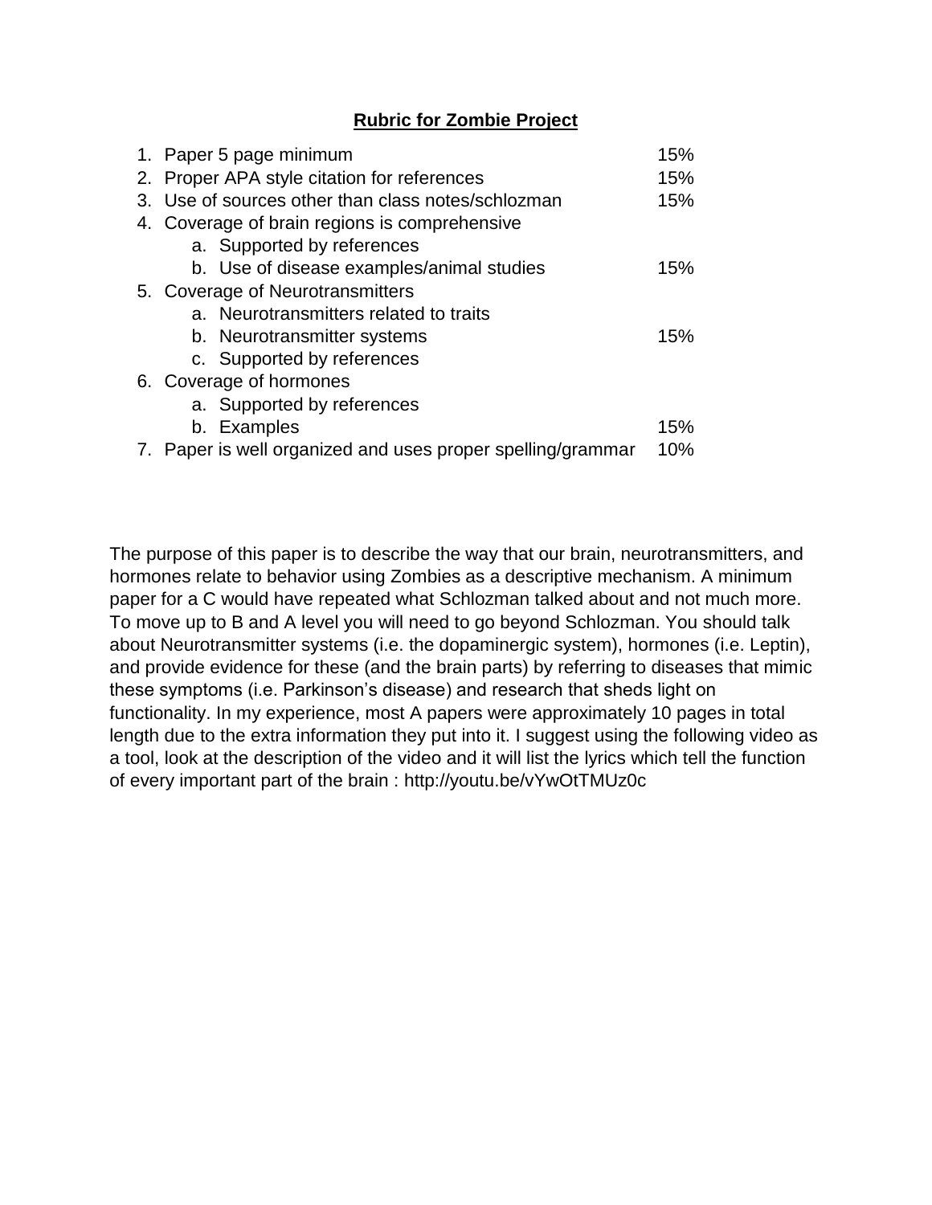**Rubric for Zombie Project**

1. Paper 5 page minimum — 15%
2. Proper APA style citation for references — 15%
3. Use of sources other than class notes/schlozman — 15%
4. Coverage of brain regions is comprehensive
   a. Supported by references
   b. Use of disease examples/animal studies — 15%
5. Coverage of Neurotransmitters
   a. Neurotransmitters related to traits
   b. Neurotransmitter systems — 15%
   c. Supported by references
6. Coverage of hormones
   a. Supported by references
   b. Examples — 15%
7. Paper is well organized and uses proper spelling/grammar — 10%

The purpose of this paper is to describe the way that our brain, neurotransmitters, and hormones relate to behavior using Zombies as a descriptive mechanism. A minimum paper for a C would have repeated what Schlozman talked about and not much more. To move up to B and A level you will need to go beyond Schlozman. You should talk about Neurotransmitter systems (i.e. the dopaminergic system), hormones (i.e. Leptin), and provide evidence for these (and the brain parts) by referring to diseases that mimic these symptoms (i.e. Parkinson's disease) and research that sheds light on functionality. In my experience, most A papers were approximately 10 pages in total length due to the extra information they put into it. I suggest using the following video as a tool, look at the description of the video and it will list the lyrics which tell the function of every important part of the brain : http://youtu.be/vYwOtTMUz0c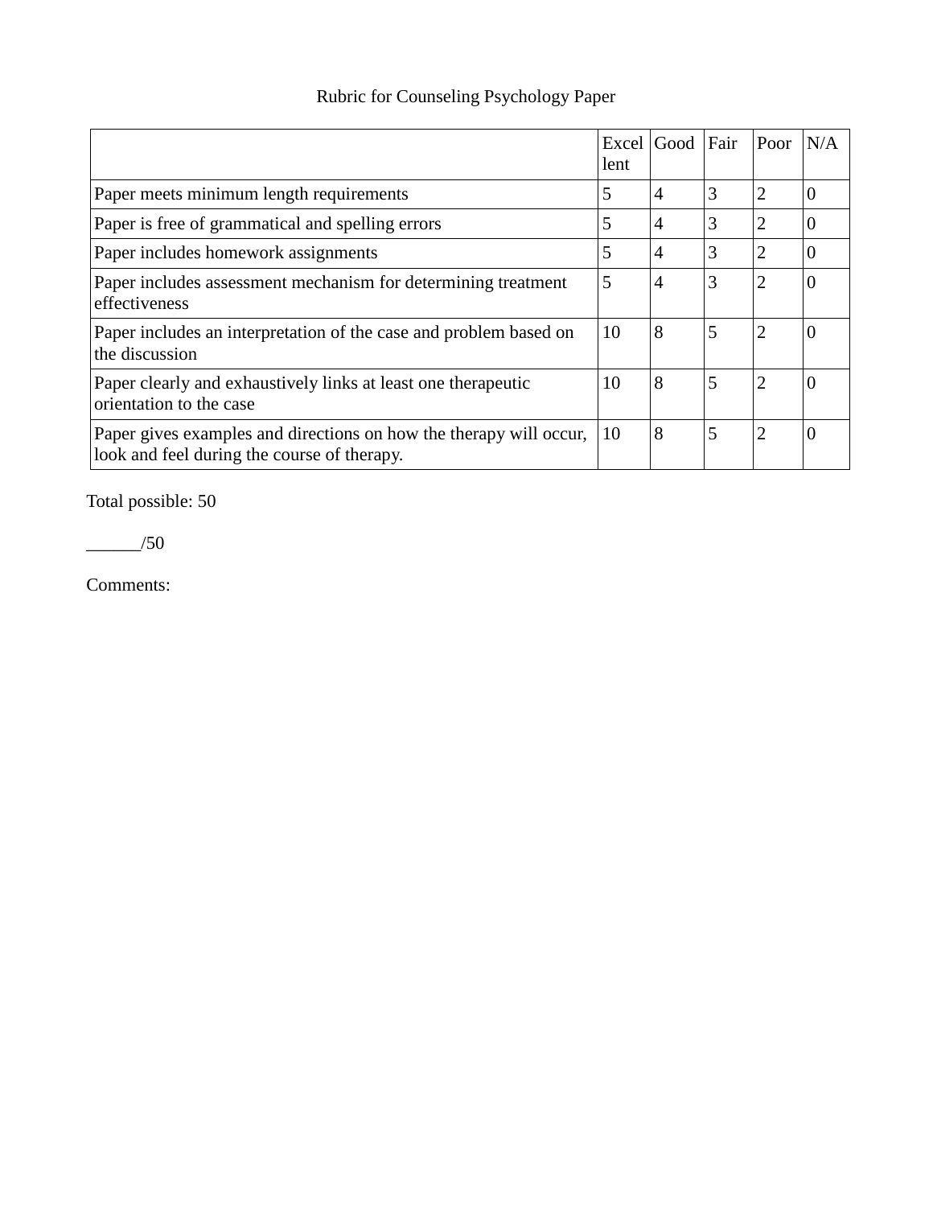Rubric for Counseling Psychology Paper

| | Excellent | Good | Fair | Poor | N/A |
|---|---|---|---|---|---|
| Paper meets minimum length requirements | 5 | 4 | 3 | 2 | 0 |
| Paper is free of grammatical and spelling errors | 5 | 4 | 3 | 2 | 0 |
| Paper includes homework assignments | 5 | 4 | 3 | 2 | 0 |
| Paper includes assessment mechanism for determining treatment effectiveness | 5 | 4 | 3 | 2 | 0 |
| Paper includes an interpretation of the case and problem based on the discussion | 10 | 8 | 5 | 2 | 0 |
| Paper clearly and exhaustively links at least one therapeutic orientation to the case | 10 | 8 | 5 | 2 | 0 |
| Paper gives examples and directions on how the therapy will occur, look and feel during the course of therapy. | 10 | 8 | 5 | 2 | 0 |

Total possible: 50

______/50

Comments: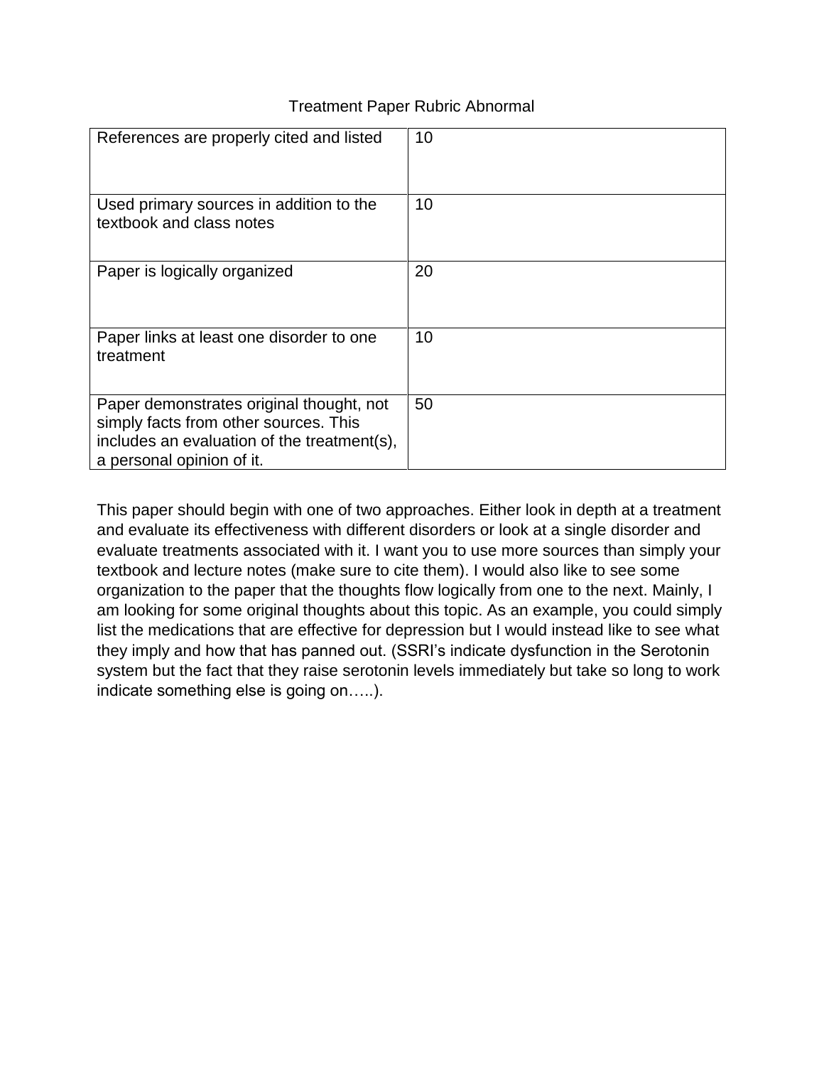# Treatment Paper Rubric Abnormal

| | |
|---|---|
| References are properly cited and listed | 10 |
| Used primary sources in addition to the textbook and class notes | 10 |
| Paper is logically organized | 20 |
| Paper links at least one disorder to one treatment | 10 |
| Paper demonstrates original thought, not simply facts from other sources. This includes an evaluation of the treatment(s), a personal opinion of it. | 50 |

This paper should begin with one of two approaches. Either look in depth at a treatment and evaluate its effectiveness with different disorders or look at a single disorder and evaluate treatments associated with it. I want you to use more sources than simply your textbook and lecture notes (make sure to cite them). I would also like to see some organization to the paper that the thoughts flow logically from one to the next. Mainly, I am looking for some original thoughts about this topic. As an example, you could simply list the medications that are effective for depression but I would instead like to see what they imply and how that has panned out. (SSRI's indicate dysfunction in the Serotonin system but the fact that they raise serotonin levels immediately but take so long to work indicate something else is going on…..).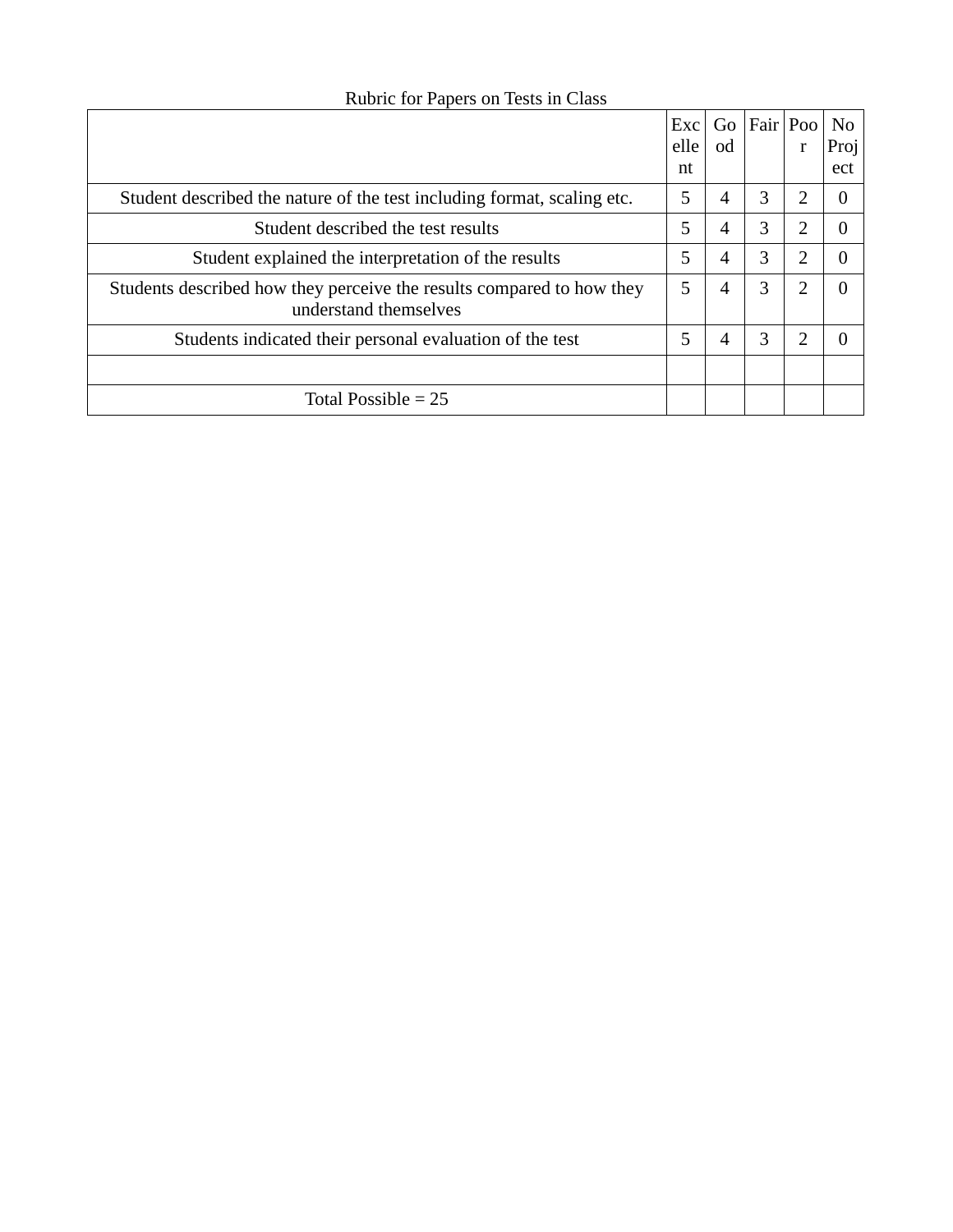Rubric for Papers on Tests in Class

| | Excellent | Good | Fair | Poor | No Project |
|---|---|---|---|---|---|
| Student described the nature of the test including format, scaling etc. | 5 | 4 | 3 | 2 | 0 |
| Student described the test results | 5 | 4 | 3 | 2 | 0 |
| Student explained the interpretation of the results | 5 | 4 | 3 | 2 | 0 |
| Students described how they perceive the results compared to how they understand themselves | 5 | 4 | 3 | 2 | 0 |
| Students indicated their personal evaluation of the test | 5 | 4 | 3 | 2 | 0 |
| | | | | | |
| Total Possible = 25 | | | | | |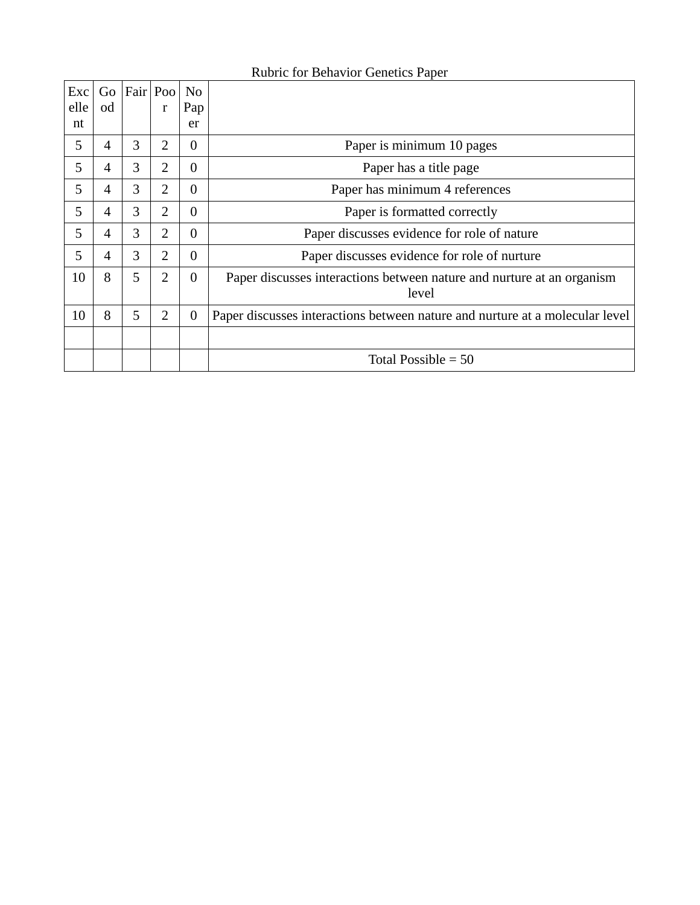Rubric for Behavior Genetics Paper

| Excellent | Good | Fair | Poor | No Paper | |
|---|---|---|---|---|---|
| 5 | 4 | 3 | 2 | 0 | Paper is minimum 10 pages |
| 5 | 4 | 3 | 2 | 0 | Paper has a title page |
| 5 | 4 | 3 | 2 | 0 | Paper has minimum 4 references |
| 5 | 4 | 3 | 2 | 0 | Paper is formatted correctly |
| 5 | 4 | 3 | 2 | 0 | Paper discusses evidence for role of nature |
| 5 | 4 | 3 | 2 | 0 | Paper discusses evidence for role of nurture |
| 10 | 8 | 5 | 2 | 0 | Paper discusses interactions between nature and nurture at an organism level |
| 10 | 8 | 5 | 2 | 0 | Paper discusses interactions between nature and nurture at a molecular level |
| | | | | | |
| | | | | | Total Possible = 50 |